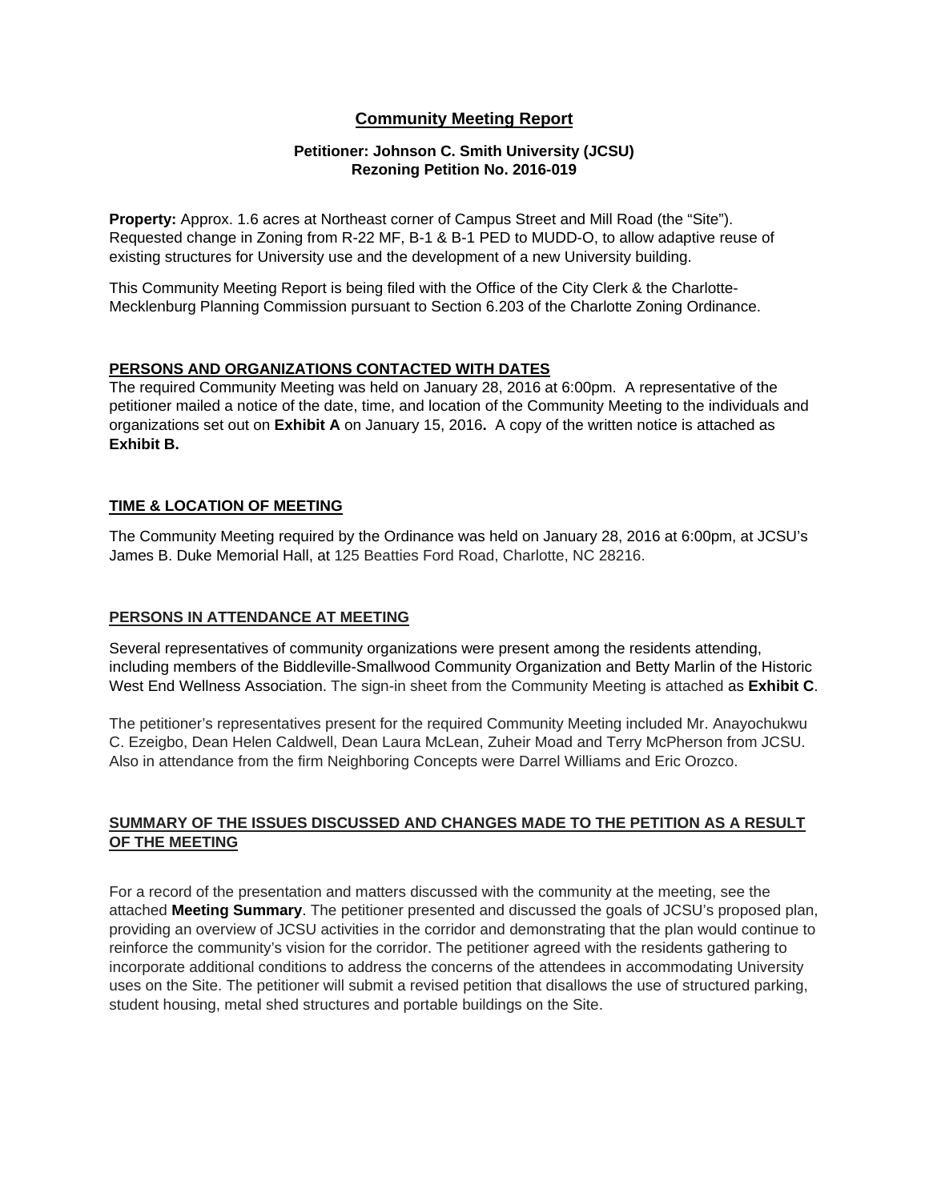# Community Meeting Report

### Petitioner: Johnson C. Smith University (JCSU)
### Rezoning Petition No. 2016-019

**Property:** Approx. 1.6 acres at Northeast corner of Campus Street and Mill Road (the "Site"). Requested change in Zoning from R-22 MF, B-1 & B-1 PED to MUDD-O, to allow adaptive reuse of existing structures for University use and the development of a new University building.

This Community Meeting Report is being filed with the Office of the City Clerk & the Charlotte-Mecklenburg Planning Commission pursuant to Section 6.203 of the Charlotte Zoning Ordinance.

## PERSONS AND ORGANIZATIONS CONTACTED WITH DATES

The required Community Meeting was held on January 28, 2016 at 6:00pm. A representative of the petitioner mailed a notice of the date, time, and location of the Community Meeting to the individuals and organizations set out on **Exhibit A** on January 15, 2016**.** A copy of the written notice is attached as **Exhibit B.**

## TIME & LOCATION OF MEETING

The Community Meeting required by the Ordinance was held on January 28, 2016 at 6:00pm, at JCSU's James B. Duke Memorial Hall, at 125 Beatties Ford Road, Charlotte, NC 28216.

## PERSONS IN ATTENDANCE AT MEETING

Several representatives of community organizations were present among the residents attending, including members of the Biddleville-Smallwood Community Organization and Betty Marlin of the Historic West End Wellness Association. The sign-in sheet from the Community Meeting is attached as **Exhibit C**.

The petitioner's representatives present for the required Community Meeting included Mr. Anayochukwu C. Ezeigbo, Dean Helen Caldwell, Dean Laura McLean, Zuheir Moad and Terry McPherson from JCSU. Also in attendance from the firm Neighboring Concepts were Darrel Williams and Eric Orozco.

## SUMMARY OF THE ISSUES DISCUSSED AND CHANGES MADE TO THE PETITION AS A RESULT OF THE MEETING

For a record of the presentation and matters discussed with the community at the meeting, see the attached **Meeting Summary**. The petitioner presented and discussed the goals of JCSU's proposed plan, providing an overview of JCSU activities in the corridor and demonstrating that the plan would continue to reinforce the community's vision for the corridor. The petitioner agreed with the residents gathering to incorporate additional conditions to address the concerns of the attendees in accommodating University uses on the Site. The petitioner will submit a revised petition that disallows the use of structured parking, student housing, metal shed structures and portable buildings on the Site.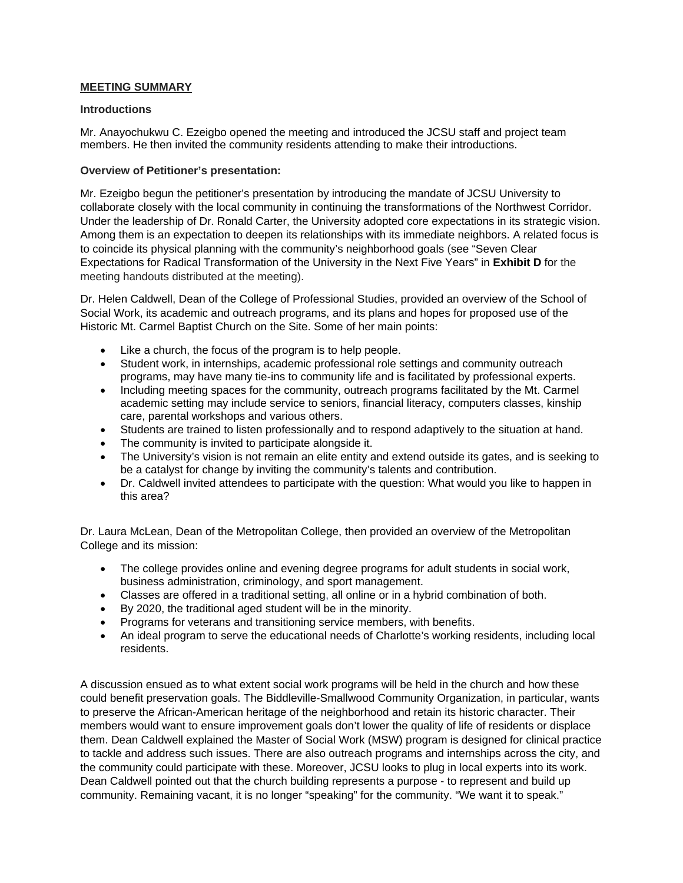**MEETING SUMMARY**

**Introductions**

Mr. Anayochukwu C. Ezeigbo opened the meeting and introduced the JCSU staff and project team members. He then invited the community residents attending to make their introductions.

**Overview of Petitioner's presentation:**

Mr. Ezeigbo begun the petitioner's presentation by introducing the mandate of JCSU University to collaborate closely with the local community in continuing the transformations of the Northwest Corridor. Under the leadership of Dr. Ronald Carter, the University adopted core expectations in its strategic vision. Among them is an expectation to deepen its relationships with its immediate neighbors. A related focus is to coincide its physical planning with the community's neighborhood goals (see "Seven Clear Expectations for Radical Transformation of the University in the Next Five Years" in **Exhibit D** for the meeting handouts distributed at the meeting).

Dr. Helen Caldwell, Dean of the College of Professional Studies, provided an overview of the School of Social Work, its academic and outreach programs, and its plans and hopes for proposed use of the Historic Mt. Carmel Baptist Church on the Site. Some of her main points:

- Like a church, the focus of the program is to help people.
- Student work, in internships, academic professional role settings and community outreach programs, may have many tie-ins to community life and is facilitated by professional experts.
- Including meeting spaces for the community, outreach programs facilitated by the Mt. Carmel academic setting may include service to seniors, financial literacy, computers classes, kinship care, parental workshops and various others.
- Students are trained to listen professionally and to respond adaptively to the situation at hand.
- The community is invited to participate alongside it.
- The University's vision is not remain an elite entity and extend outside its gates, and is seeking to be a catalyst for change by inviting the community's talents and contribution.
- Dr. Caldwell invited attendees to participate with the question: What would you like to happen in this area?

Dr. Laura McLean, Dean of the Metropolitan College, then provided an overview of the Metropolitan College and its mission:

- The college provides online and evening degree programs for adult students in social work, business administration, criminology, and sport management.
- Classes are offered in a traditional setting, all online or in a hybrid combination of both.
- By 2020, the traditional aged student will be in the minority.
- Programs for veterans and transitioning service members, with benefits.
- An ideal program to serve the educational needs of Charlotte's working residents, including local residents.

A discussion ensued as to what extent social work programs will be held in the church and how these could benefit preservation goals. The Biddleville-Smallwood Community Organization, in particular, wants to preserve the African-American heritage of the neighborhood and retain its historic character. Their members would want to ensure improvement goals don't lower the quality of life of residents or displace them. Dean Caldwell explained the Master of Social Work (MSW) program is designed for clinical practice to tackle and address such issues. There are also outreach programs and internships across the city, and the community could participate with these. Moreover, JCSU looks to plug in local experts into its work. Dean Caldwell pointed out that the church building represents a purpose - to represent and build up community. Remaining vacant, it is no longer "speaking" for the community. "We want it to speak."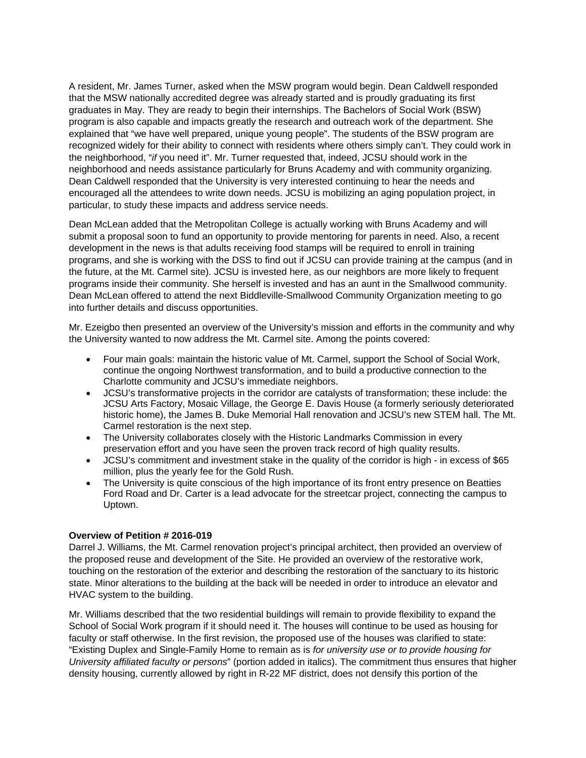A resident, Mr. James Turner, asked when the MSW program would begin. Dean Caldwell responded that the MSW nationally accredited degree was already started and is proudly graduating its first graduates in May. They are ready to begin their internships. The Bachelors of Social Work (BSW) program is also capable and impacts greatly the research and outreach work of the department. She explained that "we have well prepared, unique young people". The students of the BSW program are recognized widely for their ability to connect with residents where others simply can't. They could work in the neighborhood, "*if* you need it". Mr. Turner requested that, indeed, JCSU should work in the neighborhood and needs assistance particularly for Bruns Academy and with community organizing. Dean Caldwell responded that the University is very interested continuing to hear the needs and encouraged all the attendees to write down needs. JCSU is mobilizing an aging population project, in particular, to study these impacts and address service needs.

Dean McLean added that the Metropolitan College is actually working with Bruns Academy and will submit a proposal soon to fund an opportunity to provide mentoring for parents in need. Also, a recent development in the news is that adults receiving food stamps will be required to enroll in training programs, and she is working with the DSS to find out if JCSU can provide training at the campus (and in the future, at the Mt. Carmel site). JCSU is invested here, as our neighbors are more likely to frequent programs inside their community. She herself is invested and has an aunt in the Smallwood community. Dean McLean offered to attend the next Biddleville-Smallwood Community Organization meeting to go into further details and discuss opportunities.

Mr. Ezeigbo then presented an overview of the University's mission and efforts in the community and why the University wanted to now address the Mt. Carmel site. Among the points covered:

- Four main goals: maintain the historic value of Mt. Carmel, support the School of Social Work, continue the ongoing Northwest transformation, and to build a productive connection to the Charlotte community and JCSU's immediate neighbors.
- JCSU's transformative projects in the corridor are catalysts of transformation; these include: the JCSU Arts Factory, Mosaic Village, the George E. Davis House (a formerly seriously deteriorated historic home), the James B. Duke Memorial Hall renovation and JCSU's new STEM hall. The Mt. Carmel restoration is the next step.
- The University collaborates closely with the Historic Landmarks Commission in every preservation effort and you have seen the proven track record of high quality results.
- JCSU's commitment and investment stake in the quality of the corridor is high - in excess of $65 million, plus the yearly fee for the Gold Rush.
- The University is quite conscious of the high importance of its front entry presence on Beatties Ford Road and Dr. Carter is a lead advocate for the streetcar project, connecting the campus to Uptown.

**Overview of Petition # 2016-019**

Darrel J. Williams, the Mt. Carmel renovation project's principal architect, then provided an overview of the proposed reuse and development of the Site. He provided an overview of the restorative work, touching on the restoration of the exterior and describing the restoration of the sanctuary to its historic state. Minor alterations to the building at the back will be needed in order to introduce an elevator and HVAC system to the building.

Mr. Williams described that the two residential buildings will remain to provide flexibility to expand the School of Social Work program if it should need it. The houses will continue to be used as housing for faculty or staff otherwise. In the first revision, the proposed use of the houses was clarified to state: "Existing Duplex and Single-Family Home to remain as is *for university use or to provide housing for University affiliated faculty or persons*" (portion added in italics). The commitment thus ensures that higher density housing, currently allowed by right in R-22 MF district, does not densify this portion of the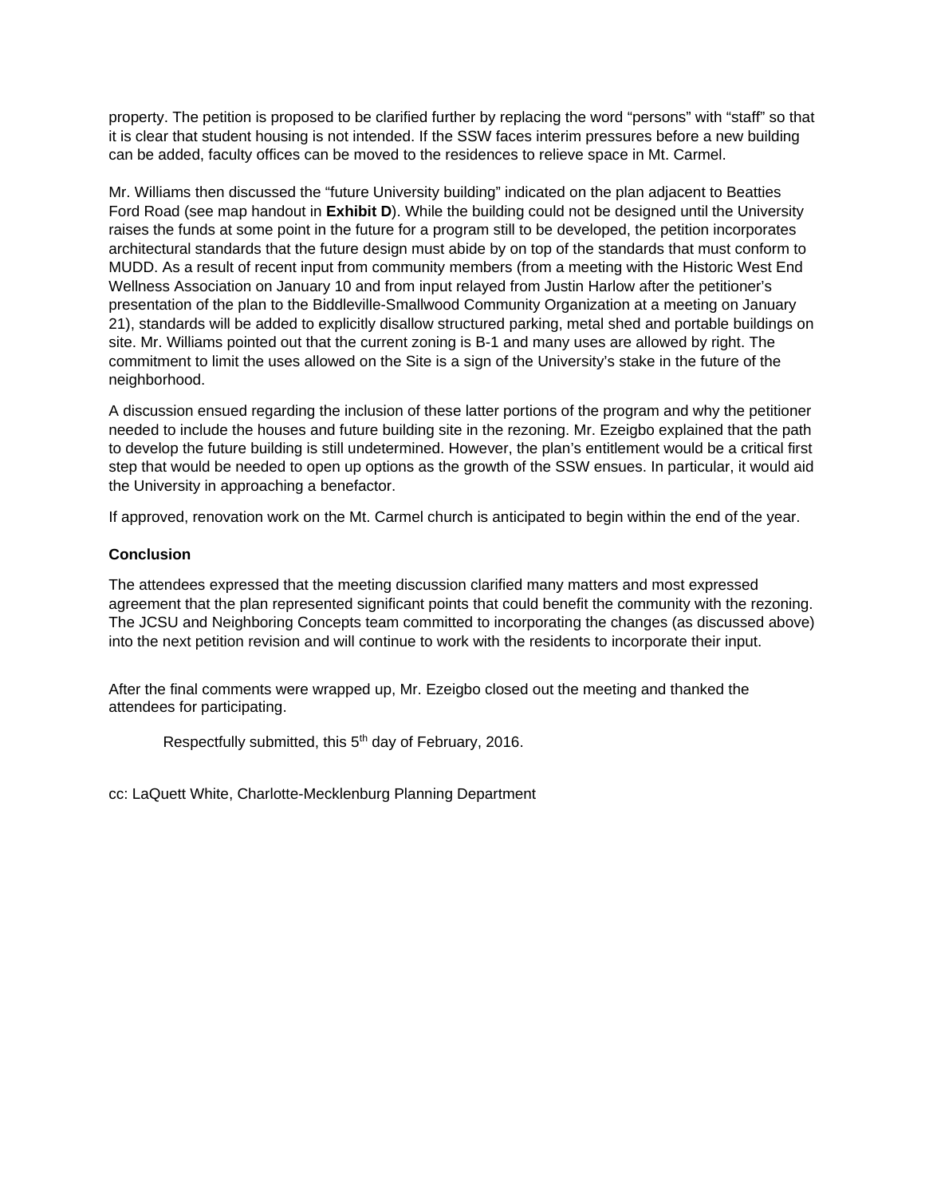property. The petition is proposed to be clarified further by replacing the word “persons” with “staff” so that it is clear that student housing is not intended. If the SSW faces interim pressures before a new building can be added, faculty offices can be moved to the residences to relieve space in Mt. Carmel.

Mr. Williams then discussed the “future University building” indicated on the plan adjacent to Beatties Ford Road (see map handout in **Exhibit D**). While the building could not be designed until the University raises the funds at some point in the future for a program still to be developed, the petition incorporates architectural standards that the future design must abide by on top of the standards that must conform to MUDD. As a result of recent input from community members (from a meeting with the Historic West End Wellness Association on January 10 and from input relayed from Justin Harlow after the petitioner’s presentation of the plan to the Biddleville-Smallwood Community Organization at a meeting on January 21), standards will be added to explicitly disallow structured parking, metal shed and portable buildings on site. Mr. Williams pointed out that the current zoning is B-1 and many uses are allowed by right. The commitment to limit the uses allowed on the Site is a sign of the University’s stake in the future of the neighborhood.

A discussion ensued regarding the inclusion of these latter portions of the program and why the petitioner needed to include the houses and future building site in the rezoning. Mr. Ezeigbo explained that the path to develop the future building is still undetermined. However, the plan’s entitlement would be a critical first step that would be needed to open up options as the growth of the SSW ensues. In particular, it would aid the University in approaching a benefactor.

If approved, renovation work on the Mt. Carmel church is anticipated to begin within the end of the year.

**Conclusion**

The attendees expressed that the meeting discussion clarified many matters and most expressed agreement that the plan represented significant points that could benefit the community with the rezoning. The JCSU and Neighboring Concepts team committed to incorporating the changes (as discussed above) into the next petition revision and will continue to work with the residents to incorporate their input.

After the final comments were wrapped up, Mr. Ezeigbo closed out the meeting and thanked the attendees for participating.

Respectfully submitted, this 5th day of February, 2016.

cc: LaQuett White, Charlotte-Mecklenburg Planning Department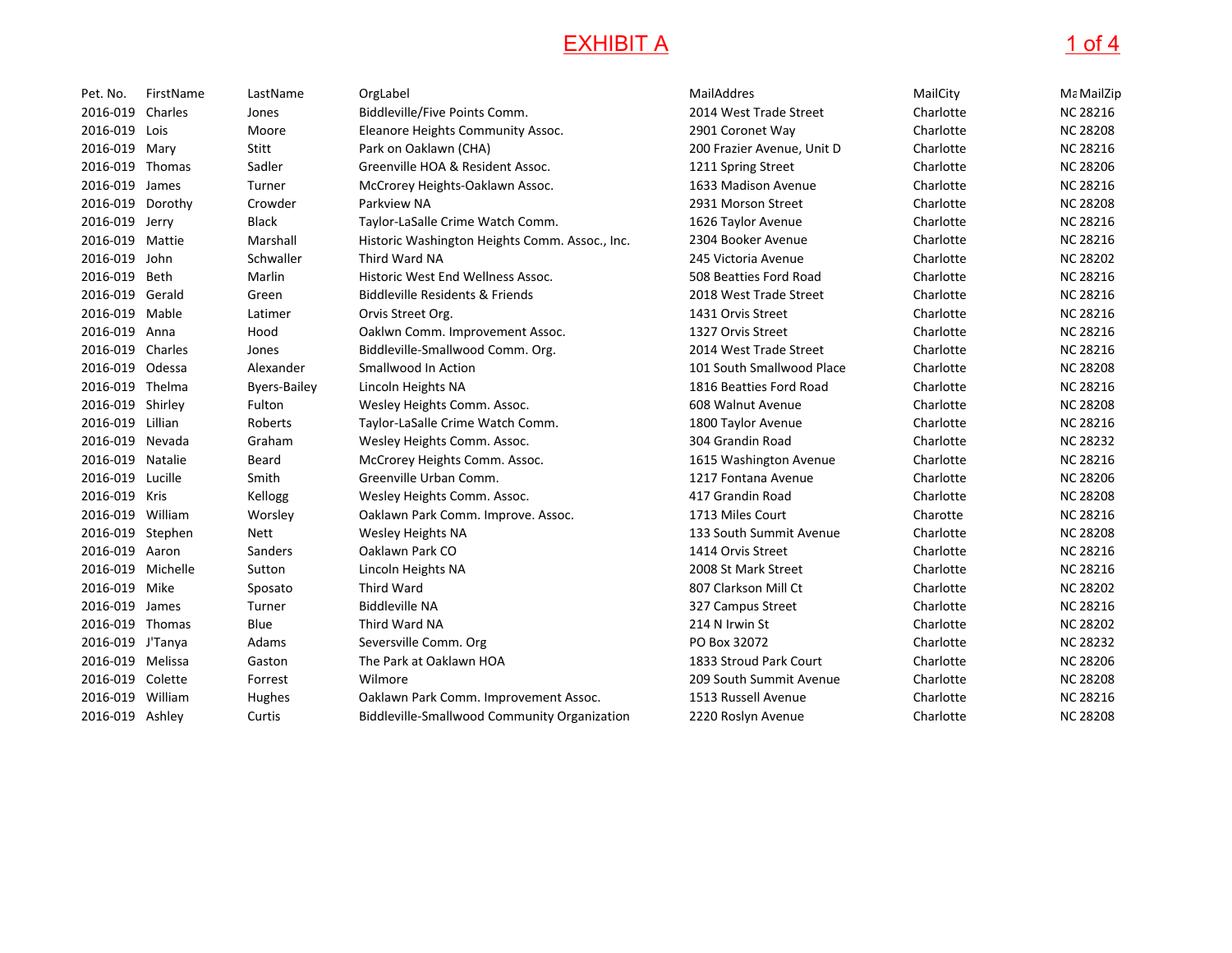# EXHIBIT A

| Pet. No. | FirstName | LastName | OrgLabel | MailAddres | MailCity | Ma MailZip |
|---|---|---|---|---|---|---|
| 2016-019 | Charles | Jones | Biddleville/Five Points Comm. | 2014 West Trade Street | Charlotte | NC 28216 |
| 2016-019 | Lois | Moore | Eleanore Heights Community Assoc. | 2901 Coronet Way | Charlotte | NC 28208 |
| 2016-019 | Mary | Stitt | Park on Oaklawn (CHA) | 200 Frazier Avenue, Unit D | Charlotte | NC 28216 |
| 2016-019 | Thomas | Sadler | Greenville HOA & Resident Assoc. | 1211 Spring Street | Charlotte | NC 28206 |
| 2016-019 | James | Turner | McCrorey Heights-Oaklawn Assoc. | 1633 Madison Avenue | Charlotte | NC 28216 |
| 2016-019 | Dorothy | Crowder | Parkview NA | 2931 Morson Street | Charlotte | NC 28208 |
| 2016-019 | Jerry | Black | Taylor-LaSalle Crime Watch Comm. | 1626 Taylor Avenue | Charlotte | NC 28216 |
| 2016-019 | Mattie | Marshall | Historic Washington Heights Comm. Assoc., Inc. | 2304 Booker Avenue | Charlotte | NC 28216 |
| 2016-019 | John | Schwaller | Third Ward NA | 245 Victoria Avenue | Charlotte | NC 28202 |
| 2016-019 | Beth | Marlin | Historic West End Wellness Assoc. | 508 Beatties Ford Road | Charlotte | NC 28216 |
| 2016-019 | Gerald | Green | Biddleville Residents & Friends | 2018 West Trade Street | Charlotte | NC 28216 |
| 2016-019 | Mable | Latimer | Orvis Street Org. | 1431 Orvis Street | Charlotte | NC 28216 |
| 2016-019 | Anna | Hood | Oaklwn Comm. Improvement Assoc. | 1327 Orvis Street | Charlotte | NC 28216 |
| 2016-019 | Charles | Jones | Biddleville-Smallwood Comm. Org. | 2014 West Trade Street | Charlotte | NC 28216 |
| 2016-019 | Odessa | Alexander | Smallwood In Action | 101 South Smallwood Place | Charlotte | NC 28208 |
| 2016-019 | Thelma | Byers-Bailey | Lincoln Heights NA | 1816 Beatties Ford Road | Charlotte | NC 28216 |
| 2016-019 | Shirley | Fulton | Wesley Heights Comm. Assoc. | 608 Walnut Avenue | Charlotte | NC 28208 |
| 2016-019 | Lillian | Roberts | Taylor-LaSalle Crime Watch Comm. | 1800 Taylor Avenue | Charlotte | NC 28216 |
| 2016-019 | Nevada | Graham | Wesley Heights Comm. Assoc. | 304 Grandin Road | Charlotte | NC 28232 |
| 2016-019 | Natalie | Beard | McCrorey Heights Comm. Assoc. | 1615 Washington Avenue | Charlotte | NC 28216 |
| 2016-019 | Lucille | Smith | Greenville Urban Comm. | 1217 Fontana Avenue | Charlotte | NC 28206 |
| 2016-019 | Kris | Kellogg | Wesley Heights Comm. Assoc. | 417 Grandin Road | Charlotte | NC 28208 |
| 2016-019 | William | Worsley | Oaklawn Park Comm. Improve. Assoc. | 1713 Miles Court | Charotte | NC 28216 |
| 2016-019 | Stephen | Nett | Wesley Heights NA | 133 South Summit Avenue | Charlotte | NC 28208 |
| 2016-019 | Aaron | Sanders | Oaklawn Park CO | 1414 Orvis Street | Charlotte | NC 28216 |
| 2016-019 | Michelle | Sutton | Lincoln Heights NA | 2008 St Mark Street | Charlotte | NC 28216 |
| 2016-019 | Mike | Sposato | Third Ward | 807 Clarkson Mill Ct | Charlotte | NC 28202 |
| 2016-019 | James | Turner | Biddleville NA | 327 Campus Street | Charlotte | NC 28216 |
| 2016-019 | Thomas | Blue | Third Ward NA | 214 N Irwin St | Charlotte | NC 28202 |
| 2016-019 | J'Tanya | Adams | Seversville Comm. Org | PO Box 32072 | Charlotte | NC 28232 |
| 2016-019 | Melissa | Gaston | The Park at Oaklawn HOA | 1833 Stroud Park Court | Charlotte | NC 28206 |
| 2016-019 | Colette | Forrest | Wilmore | 209 South Summit Avenue | Charlotte | NC 28208 |
| 2016-019 | William | Hughes | Oaklawn Park Comm. Improvement Assoc. | 1513 Russell Avenue | Charlotte | NC 28216 |
| 2016-019 | Ashley | Curtis | Biddleville-Smallwood Community Organization | 2220 Roslyn Avenue | Charlotte | NC 28208 |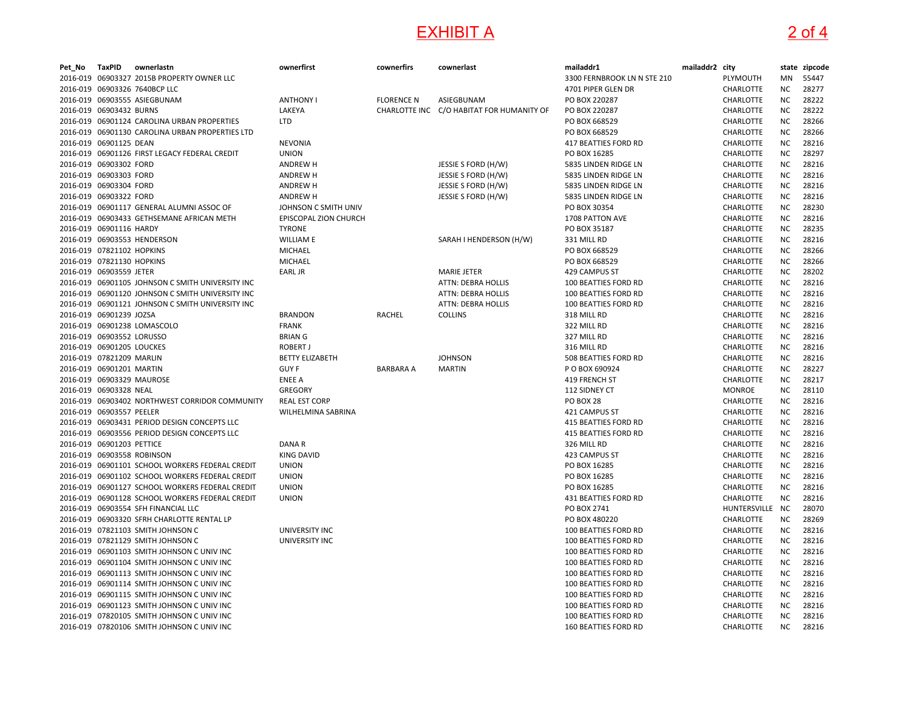# EXHIBIT A

| Pet_No | TaxPID | ownerlastn | ownerfirst | cownerfirs | cownerlast | mailaddr1 | mailaddr2 | city | state | zipcode |
|---|---|---|---|---|---|---|---|---|---|---|
| 2016-019 | 06903327 | 2015B PROPERTY OWNER LLC | | | | 3300 FERNBROOK LN N STE 210 | | PLYMOUTH | MN | 55447 |
| 2016-019 | 06903326 | 7640BCP LLC | | | | 4701 PIPER GLEN DR | | CHARLOTTE | NC | 28277 |
| 2016-019 | 06903555 | ASIEGBUNAM | ANTHONY I | FLORENCE N | ASIEGBUNAM | PO BOX 220287 | | CHARLOTTE | NC | 28222 |
| 2016-019 | 06903432 | BURNS | LAKEYA | CHARLOTTE INC | C/O HABITAT FOR HUMANITY OF | PO BOX 220287 | | CHARLOTTE | NC | 28222 |
| 2016-019 | 06901124 | CAROLINA URBAN PROPERTIES | LTD | | | PO BOX 668529 | | CHARLOTTE | NC | 28266 |
| 2016-019 | 06901130 | CAROLINA URBAN PROPERTIES LTD | | | | PO BOX 668529 | | CHARLOTTE | NC | 28266 |
| 2016-019 | 06901125 | DEAN | NEVONIA | | | 417 BEATTIES FORD RD | | CHARLOTTE | NC | 28216 |
| 2016-019 | 06901126 | FIRST LEGACY FEDERAL CREDIT | UNION | | | PO BOX 16285 | | CHARLOTTE | NC | 28297 |
| 2016-019 | 06903302 | FORD | ANDREW H | | JESSIE S FORD (H/W) | 5835 LINDEN RIDGE LN | | CHARLOTTE | NC | 28216 |
| 2016-019 | 06903303 | FORD | ANDREW H | | JESSIE S FORD (H/W) | 5835 LINDEN RIDGE LN | | CHARLOTTE | NC | 28216 |
| 2016-019 | 06903304 | FORD | ANDREW H | | JESSIE S FORD (H/W) | 5835 LINDEN RIDGE LN | | CHARLOTTE | NC | 28216 |
| 2016-019 | 06903322 | FORD | ANDREW H | | JESSIE S FORD (H/W) | 5835 LINDEN RIDGE LN | | CHARLOTTE | NC | 28216 |
| 2016-019 | 06901117 | GENERAL ALUMNI ASSOC OF | JOHNSON C SMITH UNIV | | | PO BOX 30354 | | CHARLOTTE | NC | 28230 |
| 2016-019 | 06903433 | GETHSEMANE AFRICAN METH | EPISCOPAL ZION CHURCH | | | 1708 PATTON AVE | | CHARLOTTE | NC | 28216 |
| 2016-019 | 06901116 | HARDY | TYRONE | | | PO BOX 35187 | | CHARLOTTE | NC | 28235 |
| 2016-019 | 06903553 | HENDERSON | WILLIAM E | | SARAH I HENDERSON (H/W) | 331 MILL RD | | CHARLOTTE | NC | 28216 |
| 2016-019 | 07821102 | HOPKINS | MICHAEL | | | PO BOX 668529 | | CHARLOTTE | NC | 28266 |
| 2016-019 | 07821130 | HOPKINS | MICHAEL | | | PO BOX 668529 | | CHARLOTTE | NC | 28266 |
| 2016-019 | 06903559 | JETER | EARL JR | | MARIE JETER | 429 CAMPUS ST | | CHARLOTTE | NC | 28202 |
| 2016-019 | 06901105 | JOHNSON C SMITH UNIVERSITY INC | | | ATTN: DEBRA HOLLIS | 100 BEATTIES FORD RD | | CHARLOTTE | NC | 28216 |
| 2016-019 | 06901120 | JOHNSON C SMITH UNIVERSITY INC | | | ATTN: DEBRA HOLLIS | 100 BEATTIES FORD RD | | CHARLOTTE | NC | 28216 |
| 2016-019 | 06901121 | JOHNSON C SMITH UNIVERSITY INC | | | ATTN: DEBRA HOLLIS | 100 BEATTIES FORD RD | | CHARLOTTE | NC | 28216 |
| 2016-019 | 06901239 | JOZSA | BRANDON | RACHEL | COLLINS | 318 MILL RD | | CHARLOTTE | NC | 28216 |
| 2016-019 | 06901238 | LOMASCOLO | FRANK | | | 322 MILL RD | | CHARLOTTE | NC | 28216 |
| 2016-019 | 06903552 | LORUSSO | BRIAN G | | | 327 MILL RD | | CHARLOTTE | NC | 28216 |
| 2016-019 | 06901205 | LOUCKES | ROBERT J | | | 316 MILL RD | | CHARLOTTE | NC | 28216 |
| 2016-019 | 07821209 | MARLIN | BETTY ELIZABETH | | JOHNSON | 508 BEATTIES FORD RD | | CHARLOTTE | NC | 28216 |
| 2016-019 | 06901201 | MARTIN | GUY F | BARBARA A | MARTIN | P O BOX 690924 | | CHARLOTTE | NC | 28227 |
| 2016-019 | 06903329 | MAUROSE | ENEE A | | | 419 FRENCH ST | | CHARLOTTE | NC | 28217 |
| 2016-019 | 06903328 | NEAL | GREGORY | | | 112 SIDNEY CT | | MONROE | NC | 28110 |
| 2016-019 | 06903402 | NORTHWEST CORRIDOR COMMUNITY | REAL EST CORP | | | PO BOX 28 | | CHARLOTTE | NC | 28216 |
| 2016-019 | 06903557 | PEELER | WILHELMINA SABRINA | | | 421 CAMPUS ST | | CHARLOTTE | NC | 28216 |
| 2016-019 | 06903431 | PERIOD DESIGN CONCEPTS LLC | | | | 415 BEATTIES FORD RD | | CHARLOTTE | NC | 28216 |
| 2016-019 | 06903556 | PERIOD DESIGN CONCEPTS LLC | | | | 415 BEATTIES FORD RD | | CHARLOTTE | NC | 28216 |
| 2016-019 | 06901203 | PETTICE | DANA R | | | 326 MILL RD | | CHARLOTTE | NC | 28216 |
| 2016-019 | 06903558 | ROBINSON | KING DAVID | | | 423 CAMPUS ST | | CHARLOTTE | NC | 28216 |
| 2016-019 | 06901101 | SCHOOL WORKERS FEDERAL CREDIT | UNION | | | PO BOX 16285 | | CHARLOTTE | NC | 28216 |
| 2016-019 | 06901102 | SCHOOL WORKERS FEDERAL CREDIT | UNION | | | PO BOX 16285 | | CHARLOTTE | NC | 28216 |
| 2016-019 | 06901127 | SCHOOL WORKERS FEDERAL CREDIT | UNION | | | PO BOX 16285 | | CHARLOTTE | NC | 28216 |
| 2016-019 | 06901128 | SCHOOL WORKERS FEDERAL CREDIT | UNION | | | 431 BEATTIES FORD RD | | CHARLOTTE | NC | 28216 |
| 2016-019 | 06903554 | SFH FINANCIAL LLC | | | | PO BOX 2741 | | HUNTERSVILLE | NC | 28070 |
| 2016-019 | 06903320 | SFRH CHARLOTTE RENTAL LP | | | | PO BOX 480220 | | CHARLOTTE | NC | 28269 |
| 2016-019 | 07821103 | SMITH JOHNSON C | UNIVERSITY INC | | | 100 BEATTIES FORD RD | | CHARLOTTE | NC | 28216 |
| 2016-019 | 07821129 | SMITH JOHNSON C | UNIVERSITY INC | | | 100 BEATTIES FORD RD | | CHARLOTTE | NC | 28216 |
| 2016-019 | 06901103 | SMITH JOHNSON C UNIV INC | | | | 100 BEATTIES FORD RD | | CHARLOTTE | NC | 28216 |
| 2016-019 | 06901104 | SMITH JOHNSON C UNIV INC | | | | 100 BEATTIES FORD RD | | CHARLOTTE | NC | 28216 |
| 2016-019 | 06901113 | SMITH JOHNSON C UNIV INC | | | | 100 BEATTIES FORD RD | | CHARLOTTE | NC | 28216 |
| 2016-019 | 06901114 | SMITH JOHNSON C UNIV INC | | | | 100 BEATTIES FORD RD | | CHARLOTTE | NC | 28216 |
| 2016-019 | 06901115 | SMITH JOHNSON C UNIV INC | | | | 100 BEATTIES FORD RD | | CHARLOTTE | NC | 28216 |
| 2016-019 | 06901123 | SMITH JOHNSON C UNIV INC | | | | 100 BEATTIES FORD RD | | CHARLOTTE | NC | 28216 |
| 2016-019 | 07820105 | SMITH JOHNSON C UNIV INC | | | | 100 BEATTIES FORD RD | | CHARLOTTE | NC | 28216 |
| 2016-019 | 07820106 | SMITH JOHNSON C UNIV INC | | | | 160 BEATTIES FORD RD | | CHARLOTTE | NC | 28216 |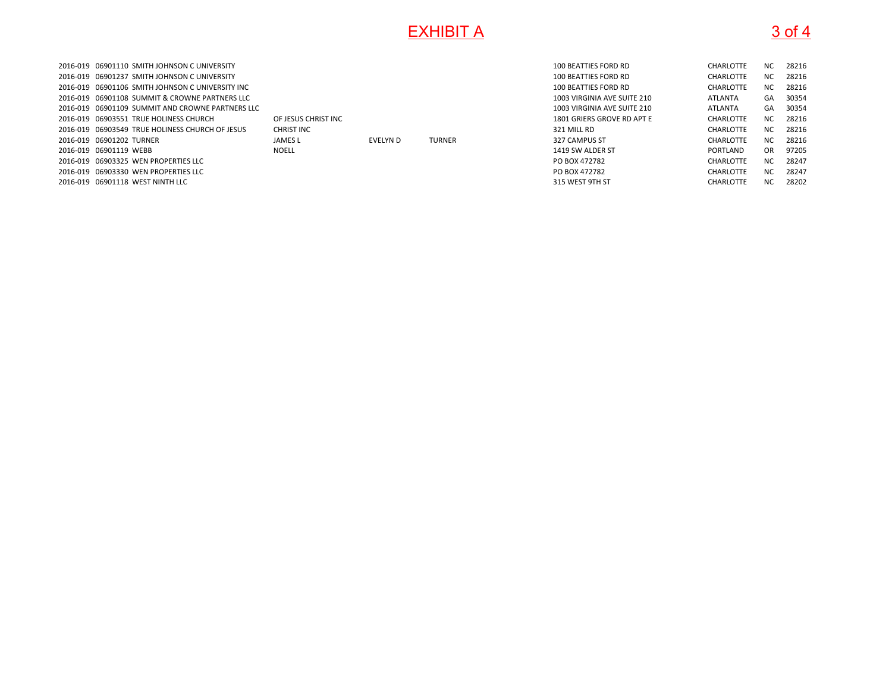# EXHIBIT A

| | | | | | | | | | |
|---|---|---|---|---|---|---|---|---|---|
| 2016-019 | 06901110 | SMITH JOHNSON C UNIVERSITY | | | | 100 BEATTIES FORD RD | CHARLOTTE | NC | 28216 |
| 2016-019 | 06901237 | SMITH JOHNSON C UNIVERSITY | | | | 100 BEATTIES FORD RD | CHARLOTTE | NC | 28216 |
| 2016-019 | 06901106 | SMITH JOHNSON C UNIVERSITY INC | | | | 100 BEATTIES FORD RD | CHARLOTTE | NC | 28216 |
| 2016-019 | 06901108 | SUMMIT & CROWNE PARTNERS LLC | | | | 1003 VIRGINIA AVE SUITE 210 | ATLANTA | GA | 30354 |
| 2016-019 | 06901109 | SUMMIT AND CROWNE PARTNERS LLC | | | | 1003 VIRGINIA AVE SUITE 210 | ATLANTA | GA | 30354 |
| 2016-019 | 06903551 | TRUE HOLINESS CHURCH | OF JESUS CHRIST INC | | | 1801 GRIERS GROVE RD APT E | CHARLOTTE | NC | 28216 |
| 2016-019 | 06903549 | TRUE HOLINESS CHURCH OF JESUS | CHRIST INC | | | 321 MILL RD | CHARLOTTE | NC | 28216 |
| 2016-019 | 06901202 | TURNER | JAMES L | EVELYN D | TURNER | 327 CAMPUS ST | CHARLOTTE | NC | 28216 |
| 2016-019 | 06901119 | WEBB | NOELL | | | 1419 SW ALDER ST | PORTLAND | OR | 97205 |
| 2016-019 | 06903325 | WEN PROPERTIES LLC | | | | PO BOX 472782 | CHARLOTTE | NC | 28247 |
| 2016-019 | 06903330 | WEN PROPERTIES LLC | | | | PO BOX 472782 | CHARLOTTE | NC | 28247 |
| 2016-019 | 06901118 | WEST NINTH LLC | | | | 315 WEST 9TH ST | CHARLOTTE | NC | 28202 |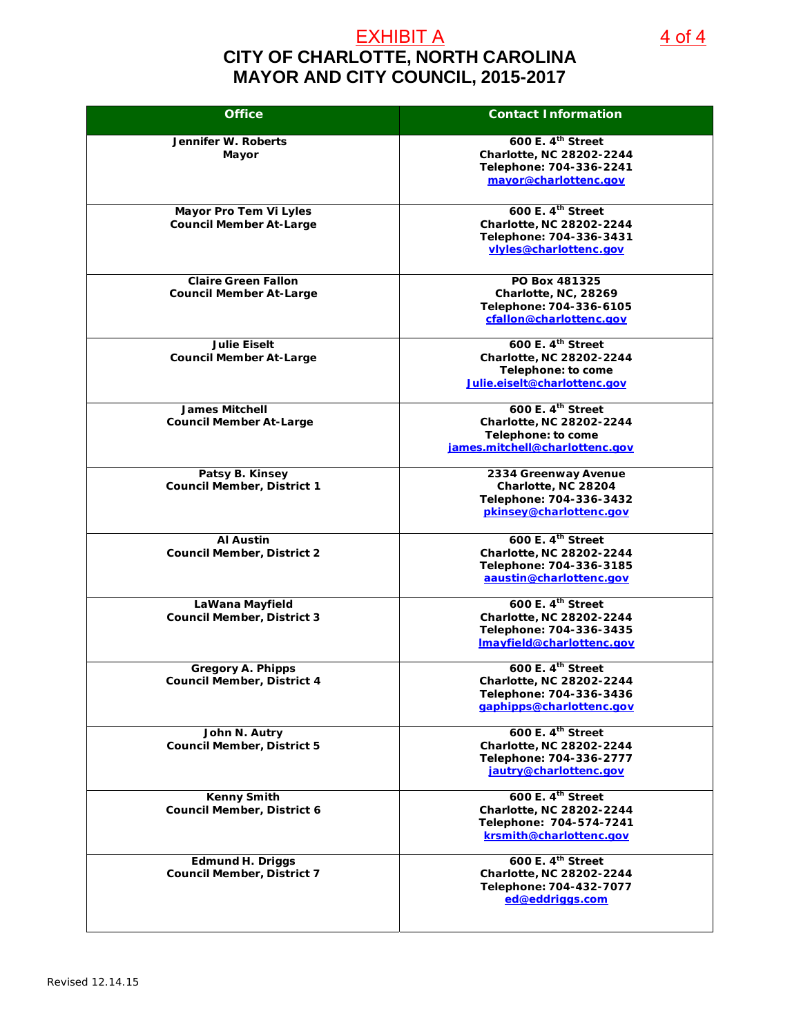EXHIBIT A

# CITY OF CHARLOTTE, NORTH CAROLINA
## MAYOR AND CITY COUNCIL, 2015-2017

| Office | Contact Information |
|---|---|
| **Jennifer W. Roberts**<br>**Mayor** | **600 E. 4th Street**<br>**Charlotte, NC 28202-2244**<br>**Telephone: 704-336-2241**<br>**mayor@charlottenc.gov** |
| **Mayor Pro Tem Vi Lyles**<br>**Council Member At-Large** | **600 E. 4th Street**<br>**Charlotte, NC 28202-2244**<br>**Telephone: 704-336-3431**<br>**vlyles@charlottenc.gov** |
| **Claire Green Fallon**<br>**Council Member At-Large** | **PO Box 481325**<br>**Charlotte, NC, 28269**<br>**Telephone: 704-336-6105**<br>**cfallon@charlottenc.gov** |
| **Julie Eiselt**<br>**Council Member At-Large** | **600 E. 4th Street**<br>**Charlotte, NC 28202-2244**<br>**Telephone: to come**<br>**Julie.eiselt@charlottenc.gov** |
| **James Mitchell**<br>**Council Member At-Large** | **600 E. 4th Street**<br>**Charlotte, NC 28202-2244**<br>**Telephone: to come**<br>**james.mitchell@charlottenc.gov** |
| **Patsy B. Kinsey**<br>**Council Member, District 1** | **2334 Greenway Avenue**<br>**Charlotte, NC 28204**<br>**Telephone: 704-336-3432**<br>**pkinsey@charlottenc.gov** |
| **Al Austin**<br>**Council Member, District 2** | **600 E. 4th Street**<br>**Charlotte, NC 28202-2244**<br>**Telephone: 704-336-3185**<br>**aaustin@charlottenc.gov** |
| **LaWana Mayfield**<br>**Council Member, District 3** | **600 E. 4th Street**<br>**Charlotte, NC 28202-2244**<br>**Telephone: 704-336-3435**<br>**lmayfield@charlottenc.gov** |
| **Gregory A. Phipps**<br>**Council Member, District 4** | **600 E. 4th Street**<br>**Charlotte, NC 28202-2244**<br>**Telephone: 704-336-3436**<br>**gaphipps@charlottenc.gov** |
| **John N. Autry**<br>**Council Member, District 5** | **600 E. 4th Street**<br>**Charlotte, NC 28202-2244**<br>**Telephone: 704-336-2777**<br>**jautry@charlottenc.gov** |
| **Kenny Smith**<br>**Council Member, District 6** | **600 E. 4th Street**<br>**Charlotte, NC 28202-2244**<br>**Telephone: 704-574-7241**<br>**krsmith@charlottenc.gov** |
| **Edmund H. Driggs**<br>**Council Member, District 7** | **600 E. 4th Street**<br>**Charlotte, NC 28202-2244**<br>**Telephone: 704-432-7077**<br>**ed@eddriggs.com** |

Revised 12.14.15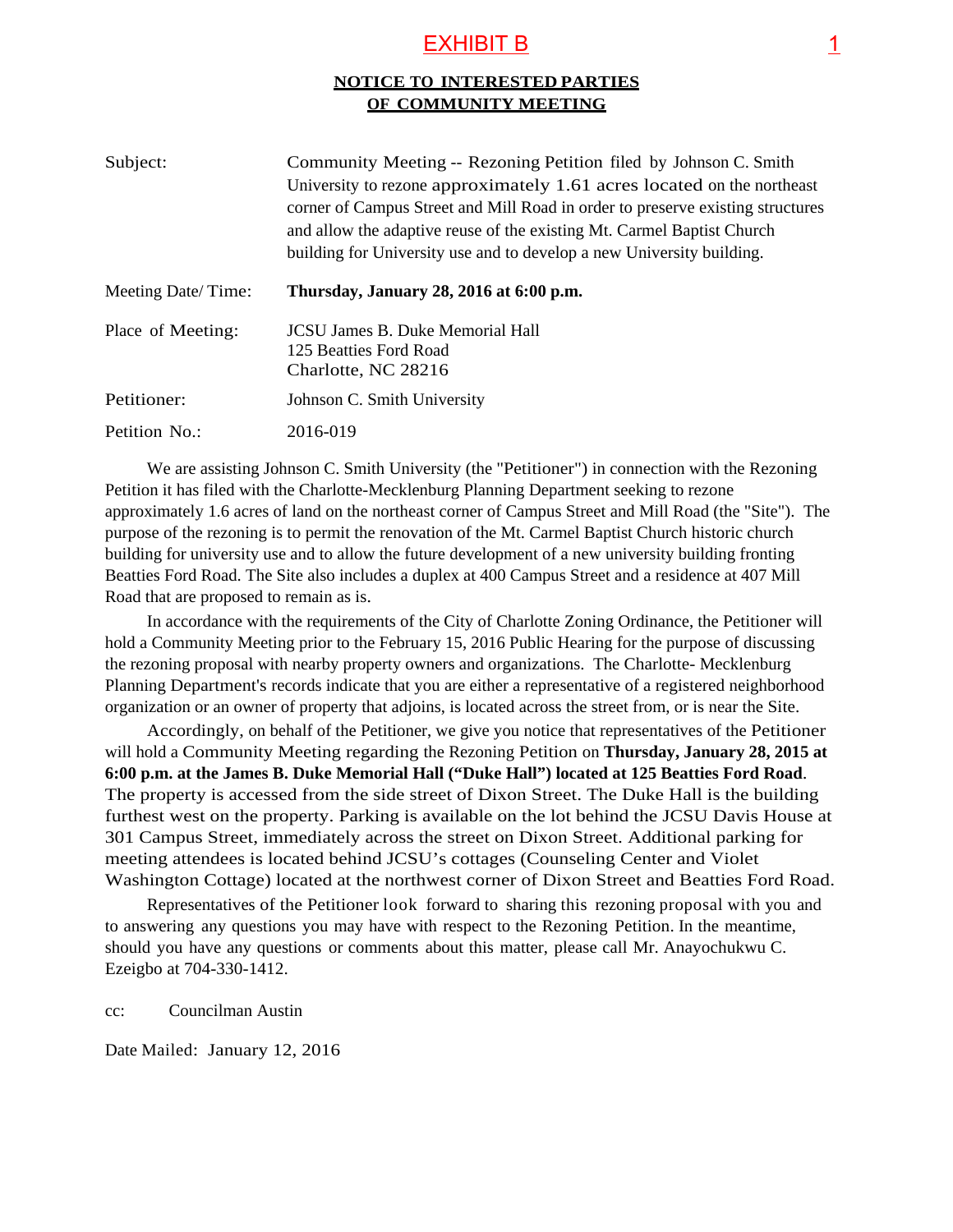EXHIBIT B

## NOTICE TO INTERESTED PARTIES OF COMMUNITY MEETING

| | |
|---|---|
| Subject: | Community Meeting -- Rezoning Petition filed by Johnson C. Smith University to rezone approximately 1.61 acres located on the northeast corner of Campus Street and Mill Road in order to preserve existing structures and allow the adaptive reuse of the existing Mt. Carmel Baptist Church building for University use and to develop a new University building. |
| Meeting Date/ Time: | **Thursday, January 28, 2016 at 6:00 p.m.** |
| Place of Meeting: | JCSU James B. Duke Memorial Hall<br>125 Beatties Ford Road<br>Charlotte, NC 28216 |
| Petitioner: | Johnson C. Smith University |
| Petition No.: | 2016-019 |

We are assisting Johnson C. Smith University (the "Petitioner") in connection with the Rezoning Petition it has filed with the Charlotte-Mecklenburg Planning Department seeking to rezone approximately 1.6 acres of land on the northeast corner of Campus Street and Mill Road (the "Site"). The purpose of the rezoning is to permit the renovation of the Mt. Carmel Baptist Church historic church building for university use and to allow the future development of a new university building fronting Beatties Ford Road. The Site also includes a duplex at 400 Campus Street and a residence at 407 Mill Road that are proposed to remain as is.

In accordance with the requirements of the City of Charlotte Zoning Ordinance, the Petitioner will hold a Community Meeting prior to the February 15, 2016 Public Hearing for the purpose of discussing the rezoning proposal with nearby property owners and organizations. The Charlotte- Mecklenburg Planning Department's records indicate that you are either a representative of a registered neighborhood organization or an owner of property that adjoins, is located across the street from, or is near the Site.

Accordingly, on behalf of the Petitioner, we give you notice that representatives of the Petitioner will hold a Community Meeting regarding the Rezoning Petition on **Thursday, January 28, 2015 at 6:00 p.m. at the James B. Duke Memorial Hall ("Duke Hall") located at 125 Beatties Ford Road**. The property is accessed from the side street of Dixon Street. The Duke Hall is the building furthest west on the property. Parking is available on the lot behind the JCSU Davis House at 301 Campus Street, immediately across the street on Dixon Street. Additional parking for meeting attendees is located behind JCSU's cottages (Counseling Center and Violet Washington Cottage) located at the northwest corner of Dixon Street and Beatties Ford Road.

Representatives of the Petitioner look forward to sharing this rezoning proposal with you and to answering any questions you may have with respect to the Rezoning Petition. In the meantime, should you have any questions or comments about this matter, please call Mr. Anayochukwu C. Ezeigbo at 704-330-1412.

cc: Councilman Austin

Date Mailed: January 12, 2016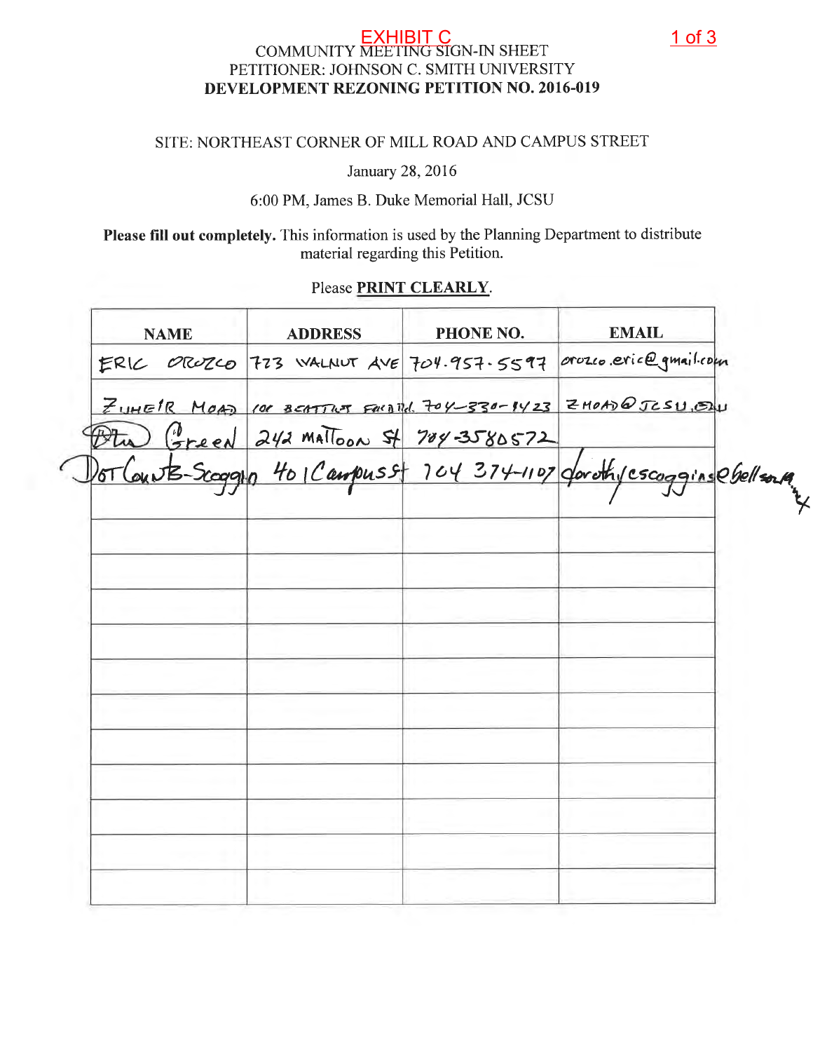EXHIBIT C

COMMUNITY MEETING SIGN-IN SHEET
PETITIONER: JOHNSON C. SMITH UNIVERSITY
**DEVELOPMENT REZONING PETITION NO. 2016-019**

SITE: NORTHEAST CORNER OF MILL ROAD AND CAMPUS STREET

January 28, 2016

6:00 PM, James B. Duke Memorial Hall, JCSU

**Please fill out completely.** This information is used by the Planning Department to distribute material regarding this Petition.

Please **PRINT CLEARLY**.

| NAME | ADDRESS | PHONE NO. | EMAIL |
|---|---|---|---|
| ERIC OROZCO | 723 WALNUT AVE | 704.957.5597 | orozco.eric@gmail.com |
| ZUHEIR MOAD | 100 BEATTIES FORD Rd. | 704-330-1423 | ZMOAD@JCSU.EDU |
| Otis Green | 242 MATTOON St | 704-3580572 | |
| Dot Counts-Scoggin | 401 Campus St | 704 374-1107 | dorothyescoggins@bellsouth |
| | | | |
| | | | |
| | | | |
| | | | |
| | | | |
| | | | |
| | | | |
| | | | |
| | | | |
| | | | |
| | | | |
| | | | |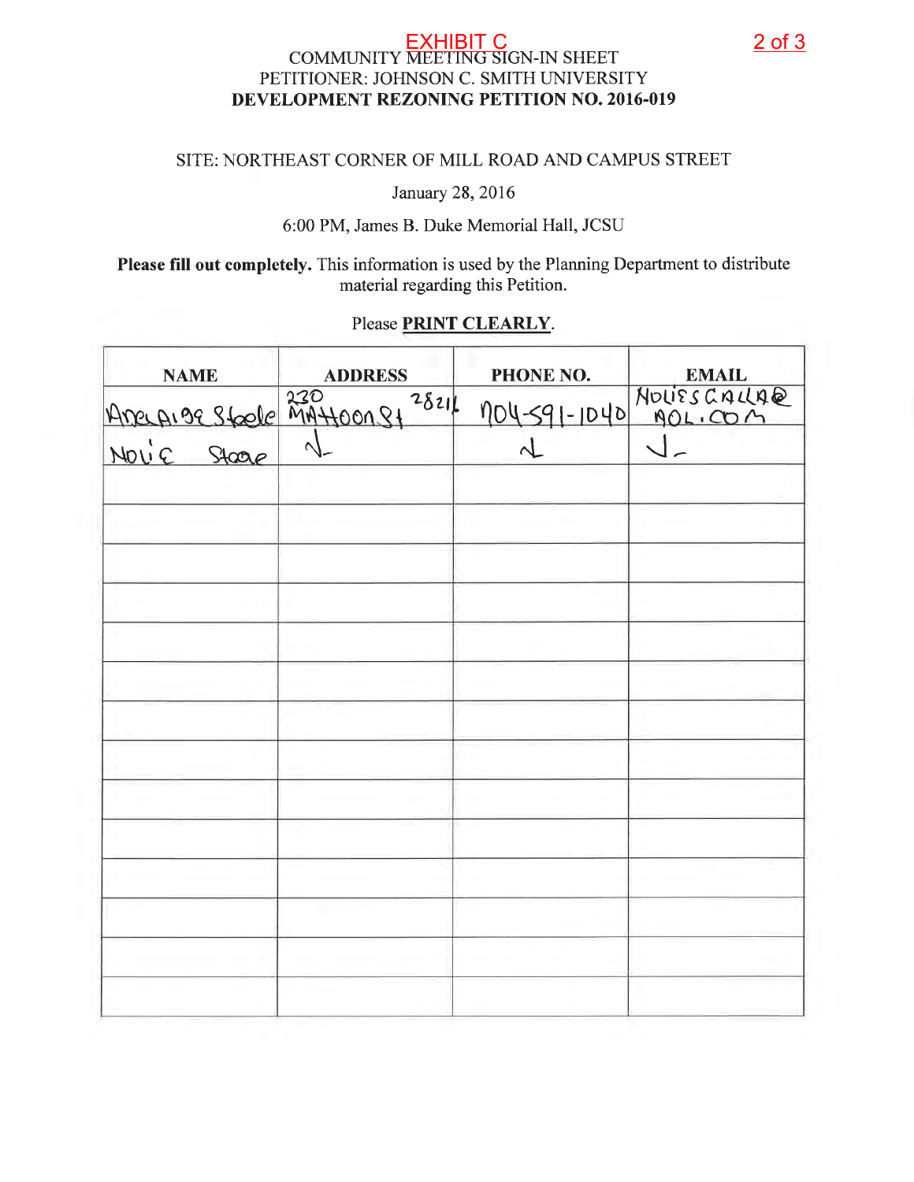EXHIBIT C

COMMUNITY MEETING SIGN-IN SHEET
PETITIONER: JOHNSON C. SMITH UNIVERSITY
**DEVELOPMENT REZONING PETITION NO. 2016-019**

SITE: NORTHEAST CORNER OF MILL ROAD AND CAMPUS STREET

January 28, 2016

6:00 PM, James B. Duke Memorial Hall, JCSU

**Please fill out completely.** This information is used by the Planning Department to distribute material regarding this Petition.

Please **PRINT CLEARLY**.

| NAME | ADDRESS | PHONE NO. | EMAIL |
|---|---|---|---|
| Angelaige Steele | 230 Mattoon St 28216 | 704-591-1040 | NOLIESCALLA@AOL.COM |
| Nolie Steele | √ | √ | √ |
| | | | |
| | | | |
| | | | |
| | | | |
| | | | |
| | | | |
| | | | |
| | | | |
| | | | |
| | | | |
| | | | |
| | | | |
| | | | |
| | | | |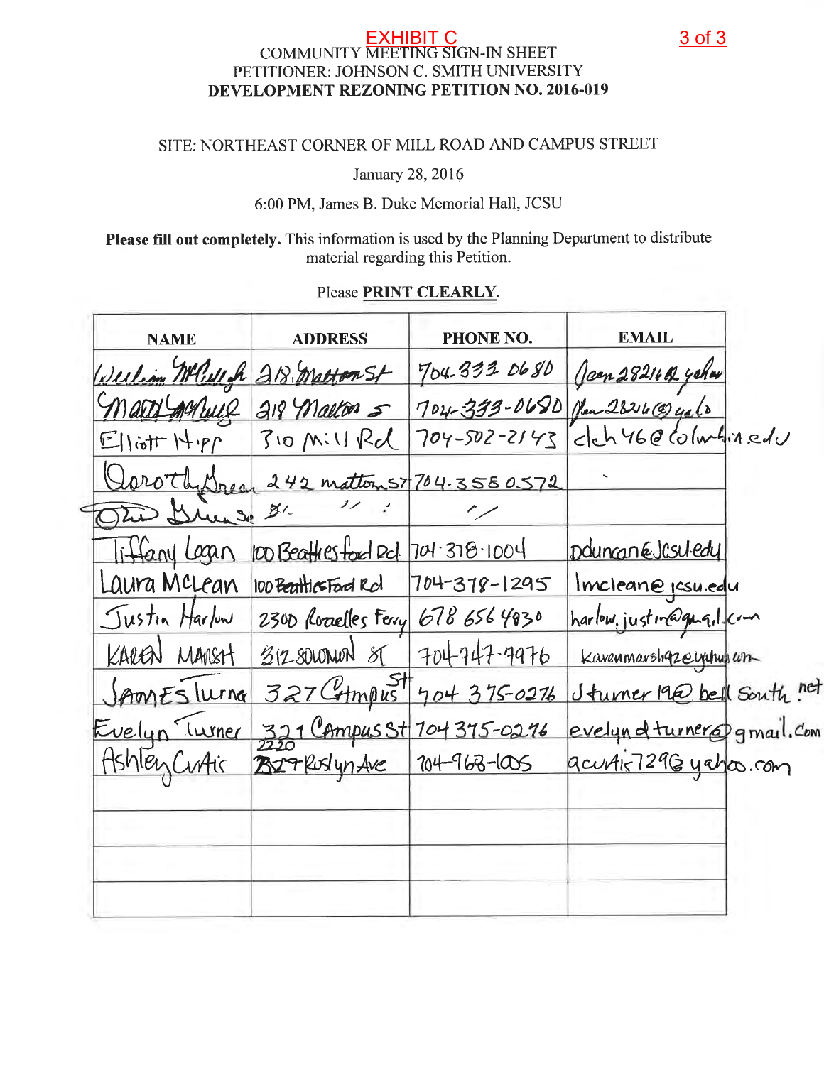EXHIBIT C

COMMUNITY MEETING SIGN-IN SHEET
PETITIONER: JOHNSON C. SMITH UNIVERSITY
**DEVELOPMENT REZONING PETITION NO. 2016-019**

SITE: NORTHEAST CORNER OF MILL ROAD AND CAMPUS STREET

January 28, 2016

6:00 PM, James B. Duke Memorial Hall, JCSU

**Please fill out completely.** This information is used by the Planning Department to distribute material regarding this Petition.

Please **PRINT CLEARLY**.

| NAME | ADDRESS | PHONE NO. | EMAIL |
|---|---|---|---|
| William McCullough | 218 Mattoon St | 704-333 0680 | Jean28216@ yahoo |
| Mary McCullough | 218 Mattoon St | 704-333-0680 | Jean28216@ yahoo |
| Elliott Hipp | 310 Mill Rd | 704-502-2143 | ceh46@columbia.edu |
| Dorothy Green | 242 Mattoon St | 704.358 0572 | |
| Otis Green Sr | " " " | " | |
| Tiffany Logan | 100 Beatties Ford Rd | 704-378-1004 | pduncan@jcsu.edu |
| Laura McLean | 100 Beatties Ford Rd | 704-378-1295 | lmclean@jcsu.edu |
| Justin Harlow | 2300 Rozzelles Ferry | 678 656 4830 | harlow.justin@gmail.com |
| KAREN MARSH | 312 SOLOMON ST | 704-747-9976 | karenmarsh42@yahoo.com |
| James Turner | 327 Campus St | 704 375-0276 | Jturner19@ bellsouth.net |
| Evelyn Turner | 321 Campus St | 704 375-0276 | evelyndturner@gmail.com |
| Ashley Curtis | 2220 Roslyn Ave | 704-968-1005 | acurtis729@yahoo.com |
| | | | |
| | | | |
| | | | |
| | | | |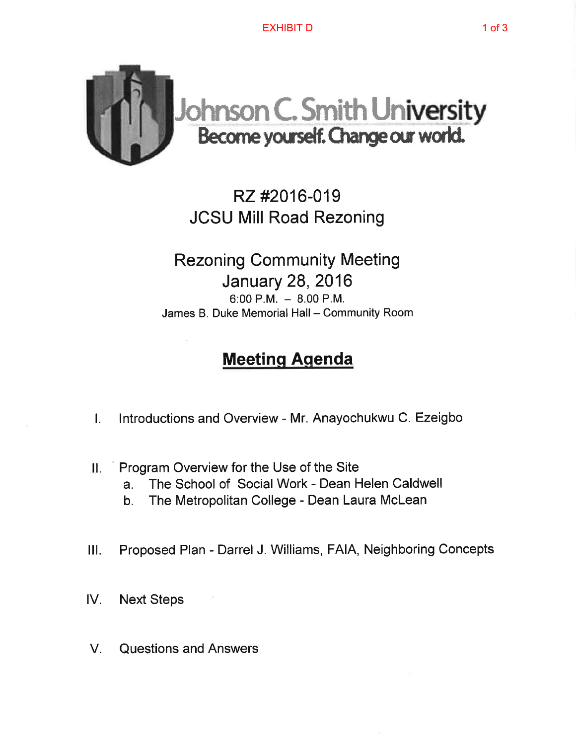EXHIBIT D

Johnson C. Smith University
Become yourself. Change our world.

# RZ #2016-019
# JCSU Mill Road Rezoning

## Rezoning Community Meeting
## January 28, 2016

6:00 P.M. – 8.00 P.M.
James B. Duke Memorial Hall – Community Room

## **Meeting Agenda**

I. Introductions and Overview - Mr. Anayochukwu C. Ezeigbo

II. Program Overview for the Use of the Site
   a. The School of Social Work - Dean Helen Caldwell
   b. The Metropolitan College - Dean Laura McLean

III. Proposed Plan - Darrel J. Williams, FAIA, Neighboring Concepts

IV. Next Steps

V. Questions and Answers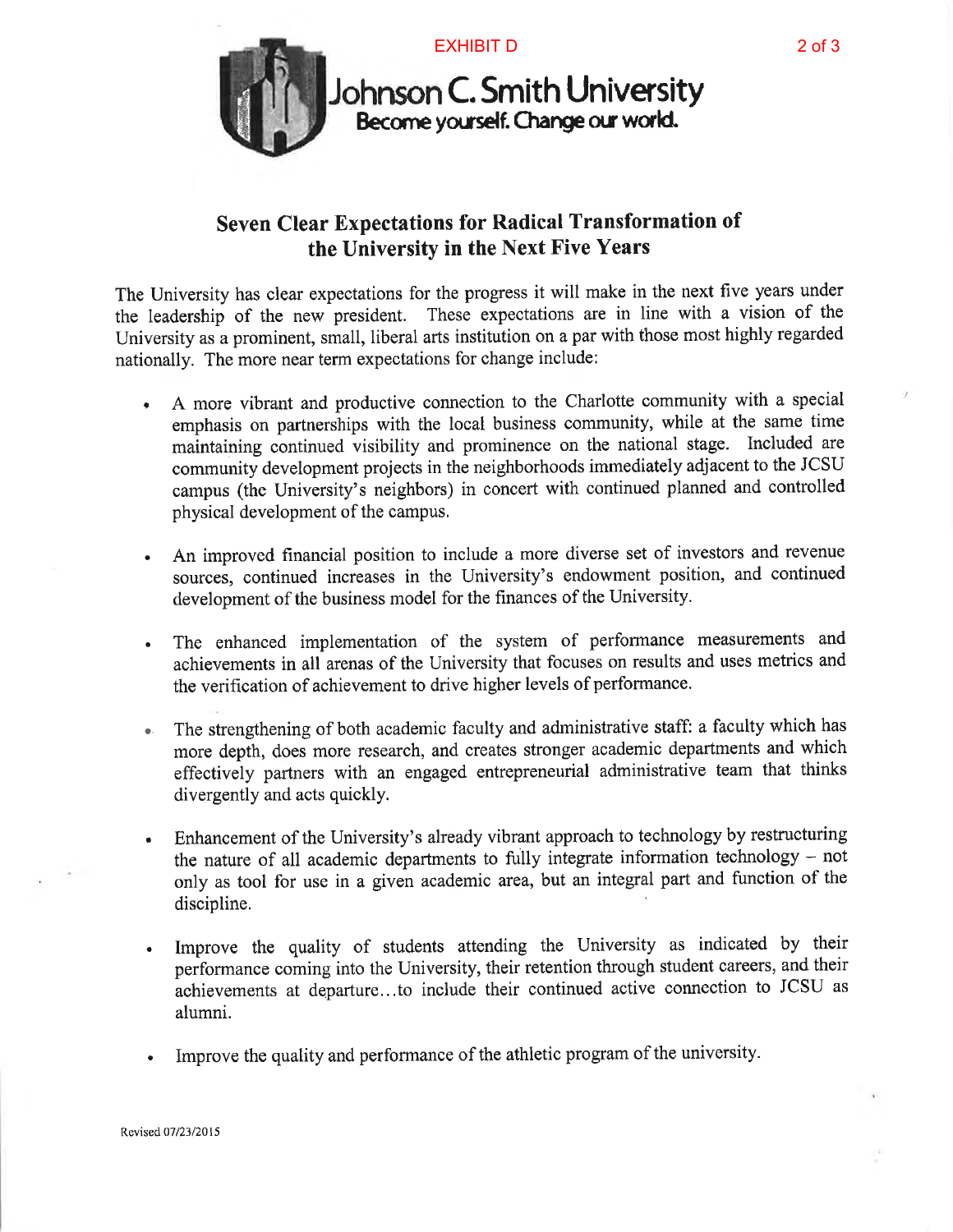EXHIBIT D

Johnson C. Smith University

Become yourself. Change our world.

## Seven Clear Expectations for Radical Transformation of the University in the Next Five Years

The University has clear expectations for the progress it will make in the next five years under the leadership of the new president. These expectations are in line with a vision of the University as a prominent, small, liberal arts institution on a par with those most highly regarded nationally. The more near term expectations for change include:

- A more vibrant and productive connection to the Charlotte community with a special emphasis on partnerships with the local business community, while at the same time maintaining continued visibility and prominence on the national stage. Included are community development projects in the neighborhoods immediately adjacent to the JCSU campus (the University's neighbors) in concert with continued planned and controlled physical development of the campus.
- An improved financial position to include a more diverse set of investors and revenue sources, continued increases in the University's endowment position, and continued development of the business model for the finances of the University.
- The enhanced implementation of the system of performance measurements and achievements in all arenas of the University that focuses on results and uses metrics and the verification of achievement to drive higher levels of performance.
- The strengthening of both academic faculty and administrative staff: a faculty which has more depth, does more research, and creates stronger academic departments and which effectively partners with an engaged entrepreneurial administrative team that thinks divergently and acts quickly.
- Enhancement of the University's already vibrant approach to technology by restructuring the nature of all academic departments to fully integrate information technology – not only as tool for use in a given academic area, but an integral part and function of the discipline.
- Improve the quality of students attending the University as indicated by their performance coming into the University, their retention through student careers, and their achievements at departure...to include their continued active connection to JCSU as alumni.
- Improve the quality and performance of the athletic program of the university.

Revised 07/23/2015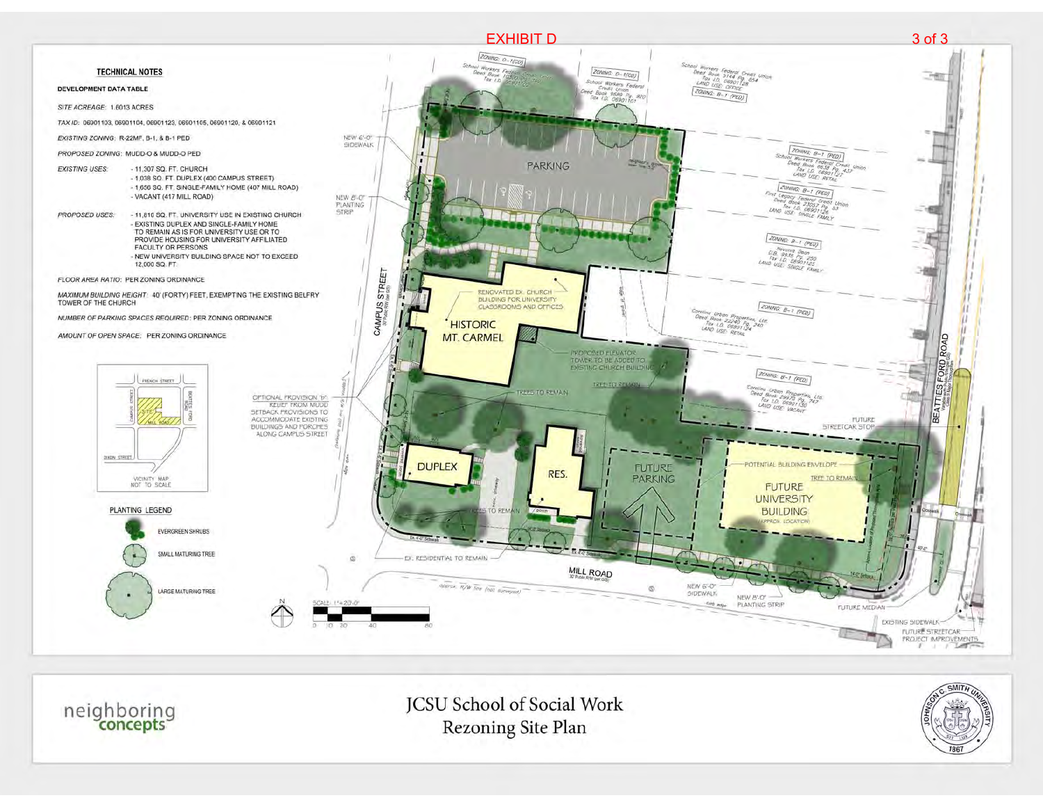EXHIBIT D

### TECHNICAL NOTES

**DEVELOPMENT DATA TABLE**

*SITE ACREAGE:* 1.6013 ACRES

*TAX ID:* 06901103, 06901104, 06901123, 06901105, 06901120, & 06901121

*EXISTING ZONING:* R-22MF, B-1, & B-1 PED

*PROPOSED ZONING:* MUDD-O & MUDD-O PED

*EXISTING USES:*
- 11,307 SQ. FT. CHURCH
- 1,038 SQ. FT. DUPLEX (400 CAMPUS STREET)
- 1,656 SQ. FT. SINGLE-FAMILY HOME (407 MILL ROAD)
- VACANT (417 MILL ROAD)

*PROPOSED USES:*
- 11,610 SQ. FT. UNIVERSITY USE IN EXISTING CHURCH
- EXISTING DUPLEX AND SINGLE-FAMILY HOME TO REMAIN AS IS FOR UNIVERSITY USE OR TO PROVIDE HOUSING FOR UNIVERSITY AFFILIATED FACULTY OR PERSONS
- NEW UNIVERSITY BUILDING SPACE NOT TO EXCEED 12,000 SQ. FT.

*FLOOR AREA RATIO:* PER ZONING ORDINANCE

*MAXIMUM BUILDING HEIGHT:* 40' (FORTY) FEET, EXEMPTING THE EXISTING BELFRY TOWER OF THE CHURCH

*NUMBER OF PARKING SPACES REQUIRED:* PER ZONING ORDINANCE

*AMOUNT OF OPEN SPACE:* PER ZONING ORDINANCE

VICINITY MAP NOT TO SCALE

FRENCH STREET
CAMPUS STREET
BEATTIES FORD ROAD
SITE
MILL ROAD
DIXON STREET

**PLANTING LEGEND**

EVERGREEN SHRUBS

SMALL MATURING TREE

LARGE MATURING TREE

SCALE: 1"=20'-0"

0 10 20 40 80

ZONING: O-1(CD)
School Workers Federal Credit Union
Deed Book 10232 Pg. 736
Tax I.D. 06901102

ZONING: O-1(CD)
School Workers Federal Credit Union
Deed Book 9689 Pg. 820
Tax I.D. 06901101

School Workers Federal Credit Union
Deed Book 5144 Pg. 654
Tax I.D. 06901128
LAND USE: OFFICE
ZONING: B-1 (PED)

ZONING: B-1 (PED)
School Workers Federal Credit Union
Deed Book 6638 Pg. 437
Tax I.D. 06901127
LAND USE: RETAIL

ZONING: B-1 (PED)
First Legacy Federal Credit Union
Deed Book 21057 Pg. 53
Tax I.D. 06901126
LAND USE: SINGLE FAMILY

ZONING: B-1 (PED)
Nevonia Dean
D.B. 9935 Pg. 250
Tax I.D. 06901125
LAND USE: SINGLE FAMILY

ZONING: B-1 (PED)
Carolina Urban Properties, Ltd.
Deed Book 22240 Pg. 240
Tax I.D. 06901124
LAND USE: RETAIL

ZONING: B-1 (PED)
Carolina Urban Properties, Ltd.
Deed Book 29970 Pg. 747
Tax I.D. 06901130
LAND USE: VACANT

NEW 6'-0" SIDEWALK

NEW 8'-0" PLANTING STRIP

PARKING

CAMPUS STREET

RENOVATED EX. CHURCH BUILDING FOR UNIVERSITY CLASSROOMS AND OFFICES

HISTORIC MT. CARMEL

PROPOSED ELEVATOR TOWER TO BE ADDED TO EXISTING CHURCH BUILDING

TREES TO REMAIN

TREE TO REMAIN

OPTIONAL PROVISION "b": RELIEF FROM MUDD SETBACK PROVISIONS TO ACCOMMODATE EXISTING BUILDINGS AND PORCHES ALONG CAMPUS STREET

DUPLEX

RES.

TREES TO REMAIN

FUTURE PARKING

FUTURE STREETCAR STOP

POTENTIAL BUILDING ENVELOPE

TREE TO REMAIN

FUTURE UNIVERSITY BUILDING (APPROX. LOCATION)

BEATTIES FORD ROAD

EX. RESIDENTIAL TO REMAIN

MILL ROAD

NEW 6'-0" SIDEWALK

NEW 8'-0" PLANTING STRIP

FUTURE MEDIAN

EXISTING SIDEWALK

FUTURE STREETCAR PROJECT IMPROVEMENTS

neighboring concepts

JCSU School of Social Work
Rezoning Site Plan

JOHNSON C. SMITH UNIVERSITY 1867